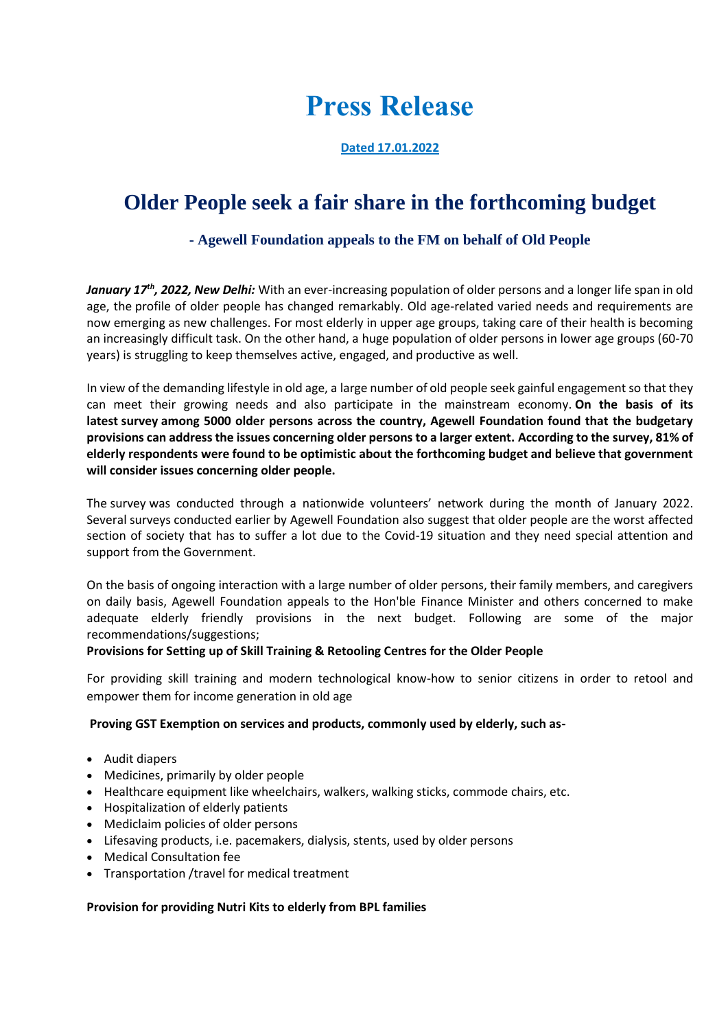# Press Release

**Dated 17.01.2022**

## Older People seek a fair share in the forthcoming budget

### - Agewell Foundation appeals to the FM on behalf of Old People

***January 17th, 2022, New Delhi:*** With an ever-increasing population of older persons and a longer life span in old age, the profile of older people has changed remarkably. Old age-related varied needs and requirements are now emerging as new challenges. For most elderly in upper age groups, taking care of their health is becoming an increasingly difficult task. On the other hand, a huge population of older persons in lower age groups (60-70 years) is struggling to keep themselves active, engaged, and productive as well.

In view of the demanding lifestyle in old age, a large number of old people seek gainful engagement so that they can meet their growing needs and also participate in the mainstream economy. **On the basis of its latest survey among 5000 older persons across the country, Agewell Foundation found that the budgetary provisions can address the issues concerning older persons to a larger extent. According to the survey, 81% of elderly respondents were found to be optimistic about the forthcoming budget and believe that government will consider issues concerning older people.**

The survey was conducted through a nationwide volunteers' network during the month of January 2022. Several surveys conducted earlier by Agewell Foundation also suggest that older people are the worst affected section of society that has to suffer a lot due to the Covid-19 situation and they need special attention and support from the Government.

On the basis of ongoing interaction with a large number of older persons, their family members, and caregivers on daily basis, Agewell Foundation appeals to the Hon'ble Finance Minister and others concerned to make adequate elderly friendly provisions in the next budget. Following are some of the major recommendations/suggestions;

**Provisions for Setting up of Skill Training & Retooling Centres for the Older People**

For providing skill training and modern technological know-how to senior citizens in order to retool and empower them for income generation in old age

**Proving GST Exemption on services and products, commonly used by elderly, such as-**

- Audit diapers
- Medicines, primarily by older people
- Healthcare equipment like wheelchairs, walkers, walking sticks, commode chairs, etc.
- Hospitalization of elderly patients
- Mediclaim policies of older persons
- Lifesaving products, i.e. pacemakers, dialysis, stents, used by older persons
- Medical Consultation fee
- Transportation /travel for medical treatment

**Provision for providing Nutri Kits to elderly from BPL families**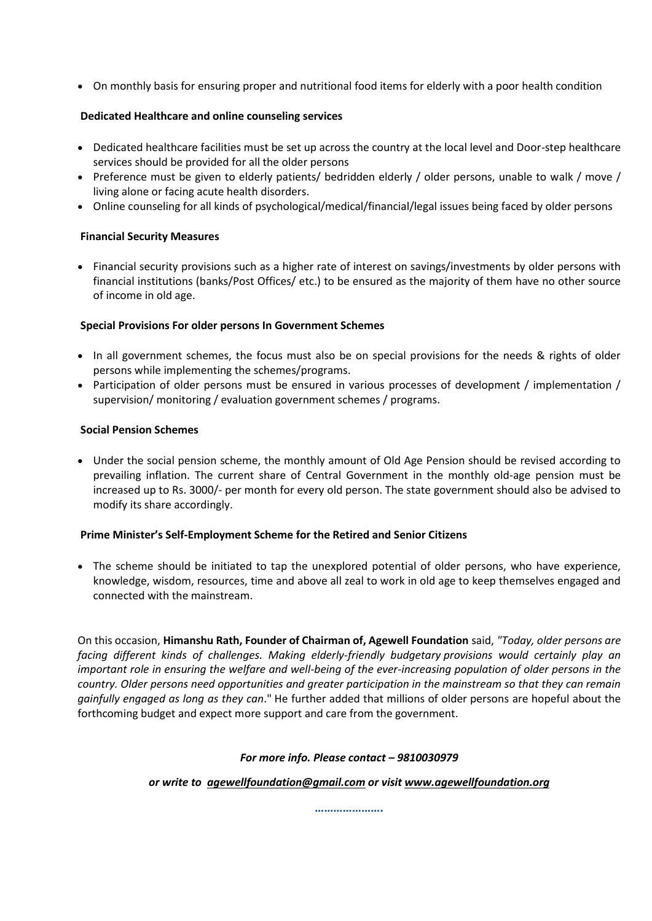- On monthly basis for ensuring proper and nutritional food items for elderly with a poor health condition

**Dedicated Healthcare and online counseling services**

- Dedicated healthcare facilities must be set up across the country at the local level and Door-step healthcare services should be provided for all the older persons
- Preference must be given to elderly patients/ bedridden elderly / older persons, unable to walk / move / living alone or facing acute health disorders.
- Online counseling for all kinds of psychological/medical/financial/legal issues being faced by older persons

**Financial Security Measures**

- Financial security provisions such as a higher rate of interest on savings/investments by older persons with financial institutions (banks/Post Offices/ etc.) to be ensured as the majority of them have no other source of income in old age.

**Special Provisions For older persons In Government Schemes**

- In all government schemes, the focus must also be on special provisions for the needs & rights of older persons while implementing the schemes/programs.
- Participation of older persons must be ensured in various processes of development / implementation / supervision/ monitoring / evaluation government schemes / programs.

**Social Pension Schemes**

- Under the social pension scheme, the monthly amount of Old Age Pension should be revised according to prevailing inflation. The current share of Central Government in the monthly old-age pension must be increased up to Rs. 3000/- per month for every old person. The state government should also be advised to modify its share accordingly.

**Prime Minister's Self-Employment Scheme for the Retired and Senior Citizens**

- The scheme should be initiated to tap the unexplored potential of older persons, who have experience, knowledge, wisdom, resources, time and above all zeal to work in old age to keep themselves engaged and connected with the mainstream.

On this occasion, **Himanshu Rath, Founder of Chairman of, Agewell Foundation** said, *"Today, older persons are facing different kinds of challenges. Making elderly-friendly budgetary provisions would certainly play an important role in ensuring the welfare and well-being of the ever-increasing population of older persons in the country. Older persons need opportunities and greater participation in the mainstream so that they can remain gainfully engaged as long as they can*." He further added that millions of older persons are hopeful about the forthcoming budget and expect more support and care from the government.

***For more info. Please contact – 9810030979***

***or write to agewellfoundation@gmail.com or visit www.agewellfoundation.org***

…………………